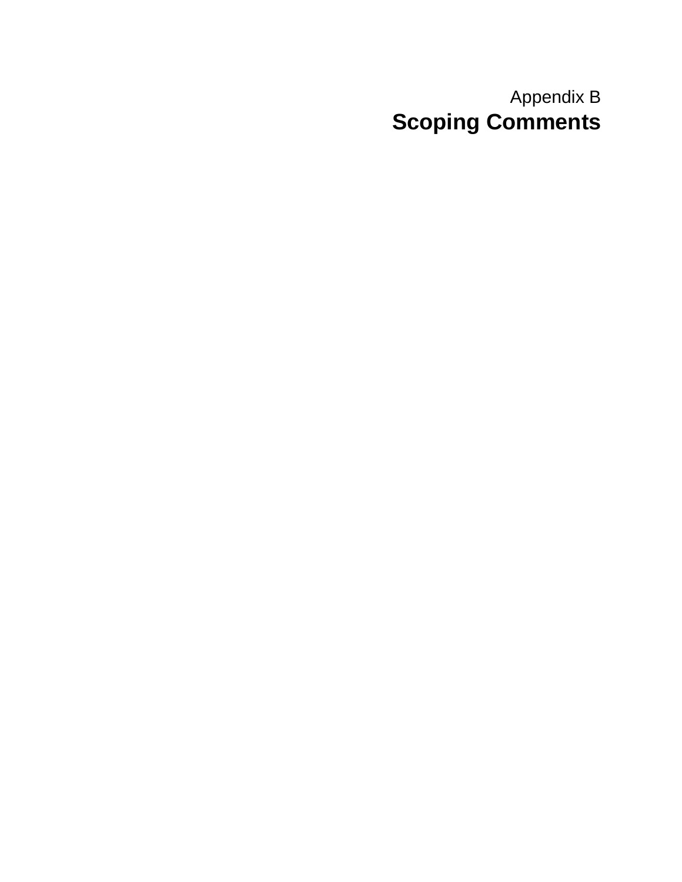Appendix B

# Scoping Comments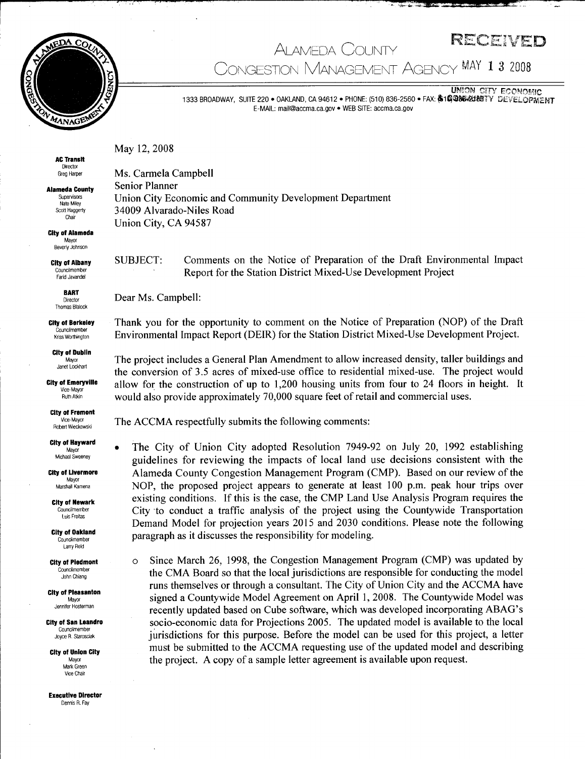# ALAMEDA COUNTY CONGESTION MANAGEMENT AGENCY

RECEIVED MAY 1 3 2008

UNION CITY ECONOMIC DEVELOPMENT

1333 BROADWAY, SUITE 220 • OAKLAND, CA 94612 • PHONE: (510) 836-2560 • FAX: (510) 836-2185
E-MAIL: mail@accma.ca.gov • WEB SITE: accma.ca.gov

**AC Transit**
Director
Greg Harper

**Alameda County**
Supervisors
Nate Miley
Scott Haggerty
Chair

**City of Alameda**
Mayor
Beverly Johnson

**City of Albany**
Councilmember
Farid Javandel

**BART**
Director
Thomas Blalock

**City of Berkeley**
Councilmember
Kriss Worthington

**City of Dublin**
Mayor
Janet Lockhart

**City of Emeryville**
Vice-Mayor
Ruth Atkin

**City of Fremont**
Vice-Mayor
Robert Wieckowski

**City of Hayward**
Mayor
Michael Sweeney

**City of Livermore**
Mayor
Marshall Kamena

**City of Newark**
Councilmember
Luis Freitas

**City of Oakland**
Councilmember
Larry Reid

**City of Piedmont**
Councilmember
John Chiang

**City of Pleasanton**
Mayor
Jennifer Hosterman

**City of San Leandro**
Councilmember
Joyce R. Starosciak

**City of Union City**
Mayor
Mark Green
Vice Chair

**Executive Director**
Dennis R. Fay

May 12, 2008

Ms. Carmela Campbell
Senior Planner
Union City Economic and Community Development Department
34009 Alvarado-Niles Road
Union City, CA 94587

SUBJECT: Comments on the Notice of Preparation of the Draft Environmental Impact Report for the Station District Mixed-Use Development Project

Dear Ms. Campbell:

Thank you for the opportunity to comment on the Notice of Preparation (NOP) of the Draft Environmental Impact Report (DEIR) for the Station District Mixed-Use Development Project.

The project includes a General Plan Amendment to allow increased density, taller buildings and the conversion of 3.5 acres of mixed-use office to residential mixed-use. The project would allow for the construction of up to 1,200 housing units from four to 24 floors in height. It would also provide approximately 70,000 square feet of retail and commercial uses.

The ACCMA respectfully submits the following comments:

- The City of Union City adopted Resolution 7949-92 on July 20, 1992 establishing guidelines for reviewing the impacts of local land use decisions consistent with the Alameda County Congestion Management Program (CMP). Based on our review of the NOP, the proposed project appears to generate at least 100 p.m. peak hour trips over existing conditions. If this is the case, the CMP Land Use Analysis Program requires the City to conduct a traffic analysis of the project using the Countywide Transportation Demand Model for projection years 2015 and 2030 conditions. Please note the following paragraph as it discusses the responsibility for modeling.
  - Since March 26, 1998, the Congestion Management Program (CMP) was updated by the CMA Board so that the local jurisdictions are responsible for conducting the model runs themselves or through a consultant. The City of Union City and the ACCMA have signed a Countywide Model Agreement on April 1, 2008. The Countywide Model was recently updated based on Cube software, which was developed incorporating ABAG's socio-economic data for Projections 2005. The updated model is available to the local jurisdictions for this purpose. Before the model can be used for this project, a letter must be submitted to the ACCMA requesting use of the updated model and describing the project. A copy of a sample letter agreement is available upon request.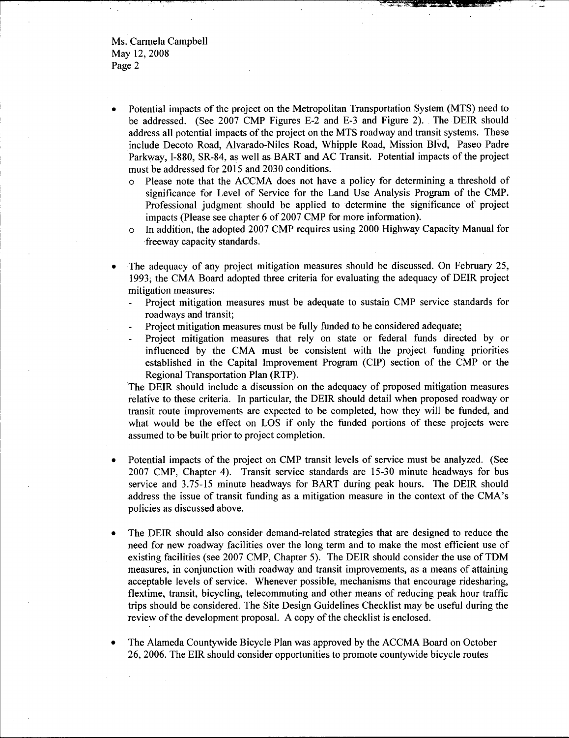Ms. Carmela Campbell
May 12, 2008
Page 2

- Potential impacts of the project on the Metropolitan Transportation System (MTS) need to be addressed. (See 2007 CMP Figures E-2 and E-3 and Figure 2). The DEIR should address all potential impacts of the project on the MTS roadway and transit systems. These include Decoto Road, Alvarado-Niles Road, Whipple Road, Mission Blvd, Paseo Padre Parkway, I-880, SR-84, as well as BART and AC Transit. Potential impacts of the project must be addressed for 2015 and 2030 conditions.
  - Please note that the ACCMA does not have a policy for determining a threshold of significance for Level of Service for the Land Use Analysis Program of the CMP. Professional judgment should be applied to determine the significance of project impacts (Please see chapter 6 of 2007 CMP for more information).
  - In addition, the adopted 2007 CMP requires using 2000 Highway Capacity Manual for freeway capacity standards.

- The adequacy of any project mitigation measures should be discussed. On February 25, 1993, the CMA Board adopted three criteria for evaluating the adequacy of DEIR project mitigation measures:
  - Project mitigation measures must be adequate to sustain CMP service standards for roadways and transit;
  - Project mitigation measures must be fully funded to be considered adequate;
  - Project mitigation measures that rely on state or federal funds directed by or influenced by the CMA must be consistent with the project funding priorities established in the Capital Improvement Program (CIP) section of the CMP or the Regional Transportation Plan (RTP).

  The DEIR should include a discussion on the adequacy of proposed mitigation measures relative to these criteria. In particular, the DEIR should detail when proposed roadway or transit route improvements are expected to be completed, how they will be funded, and what would be the effect on LOS if only the funded portions of these projects were assumed to be built prior to project completion.

- Potential impacts of the project on CMP transit levels of service must be analyzed. (See 2007 CMP, Chapter 4). Transit service standards are 15-30 minute headways for bus service and 3.75-15 minute headways for BART during peak hours. The DEIR should address the issue of transit funding as a mitigation measure in the context of the CMA's policies as discussed above.

- The DEIR should also consider demand-related strategies that are designed to reduce the need for new roadway facilities over the long term and to make the most efficient use of existing facilities (see 2007 CMP, Chapter 5). The DEIR should consider the use of TDM measures, in conjunction with roadway and transit improvements, as a means of attaining acceptable levels of service. Whenever possible, mechanisms that encourage ridesharing, flextime, transit, bicycling, telecommuting and other means of reducing peak hour traffic trips should be considered. The Site Design Guidelines Checklist may be useful during the review of the development proposal. A copy of the checklist is enclosed.

- The Alameda Countywide Bicycle Plan was approved by the ACCMA Board on October 26, 2006. The EIR should consider opportunities to promote countywide bicycle routes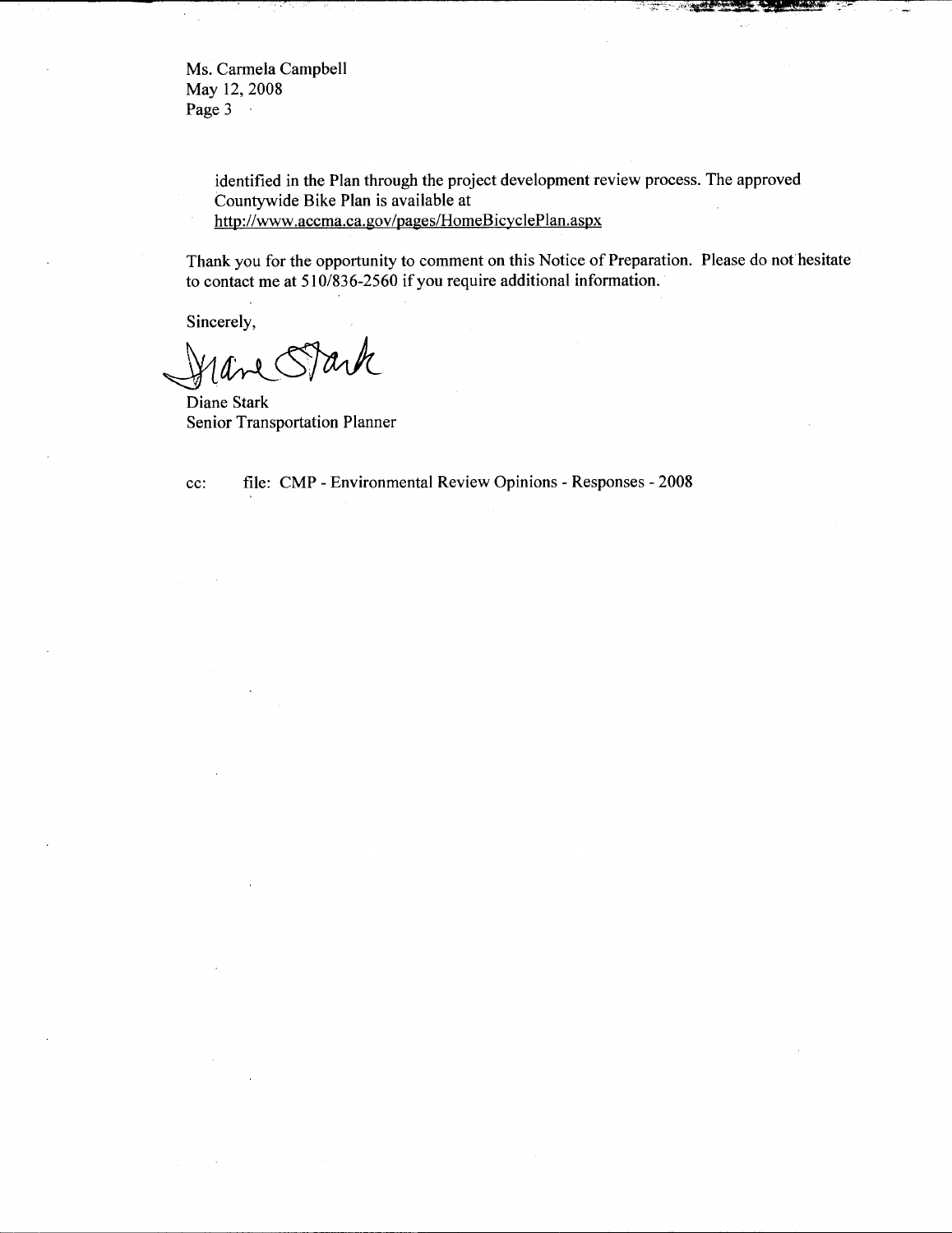Ms. Carmela Campbell
May 12, 2008
Page 3

identified in the Plan through the project development review process. The approved Countywide Bike Plan is available at
http://www.accma.ca.gov/pages/HomeBicyclePlan.aspx

Thank you for the opportunity to comment on this Notice of Preparation. Please do not hesitate to contact me at 510/836-2560 if you require additional information.

Sincerely,

Diane Stark

Diane Stark
Senior Transportation Planner

cc: file: CMP - Environmental Review Opinions - Responses - 2008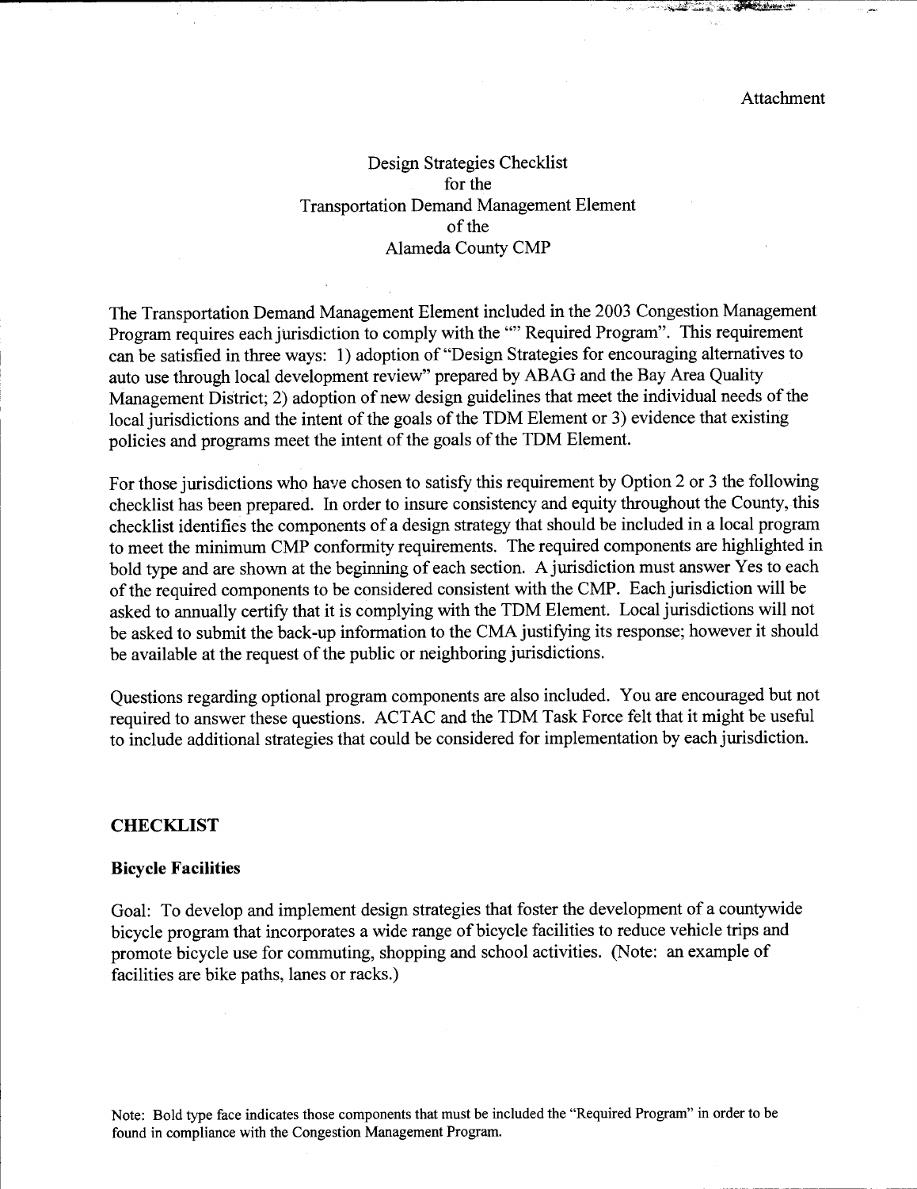Attachment

Design Strategies Checklist
for the
Transportation Demand Management Element
of the
Alameda County CMP

The Transportation Demand Management Element included in the 2003 Congestion Management Program requires each jurisdiction to comply with the "" Required Program". This requirement can be satisfied in three ways: 1) adoption of "Design Strategies for encouraging alternatives to auto use through local development review" prepared by ABAG and the Bay Area Quality Management District; 2) adoption of new design guidelines that meet the individual needs of the local jurisdictions and the intent of the goals of the TDM Element or 3) evidence that existing policies and programs meet the intent of the goals of the TDM Element.

For those jurisdictions who have chosen to satisfy this requirement by Option 2 or 3 the following checklist has been prepared. In order to insure consistency and equity throughout the County, this checklist identifies the components of a design strategy that should be included in a local program to meet the minimum CMP conformity requirements. The required components are highlighted in bold type and are shown at the beginning of each section. A jurisdiction must answer Yes to each of the required components to be considered consistent with the CMP. Each jurisdiction will be asked to annually certify that it is complying with the TDM Element. Local jurisdictions will not be asked to submit the back-up information to the CMA justifying its response; however it should be available at the request of the public or neighboring jurisdictions.

Questions regarding optional program components are also included. You are encouraged but not required to answer these questions. ACTAC and the TDM Task Force felt that it might be useful to include additional strategies that could be considered for implementation by each jurisdiction.

## CHECKLIST

### Bicycle Facilities

Goal: To develop and implement design strategies that foster the development of a countywide bicycle program that incorporates a wide range of bicycle facilities to reduce vehicle trips and promote bicycle use for commuting, shopping and school activities. (Note: an example of facilities are bike paths, lanes or racks.)

Note: Bold type face indicates those components that must be included the "Required Program" in order to be found in compliance with the Congestion Management Program.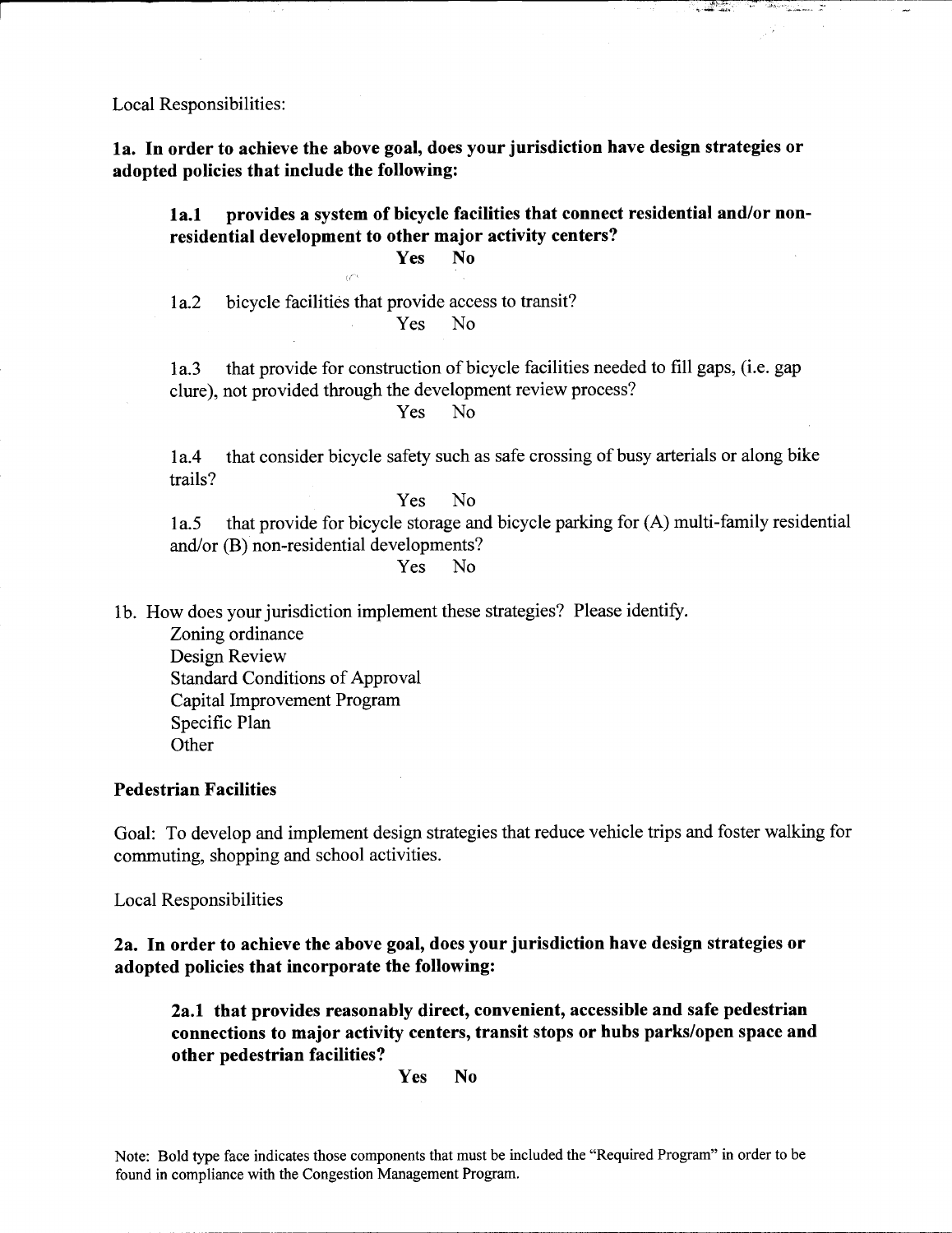Local Responsibilities:

**1a. In order to achieve the above goal, does your jurisdiction have design strategies or adopted policies that include the following:**

**1a.1 provides a system of bicycle facilities that connect residential and/or non-residential development to other major activity centers?**

**Yes No**

1a.2 bicycle facilities that provide access to transit?

Yes No

1a.3 that provide for construction of bicycle facilities needed to fill gaps, (i.e. gap clure), not provided through the development review process?

Yes No

1a.4 that consider bicycle safety such as safe crossing of busy arterials or along bike trails?

Yes No

1a.5 that provide for bicycle storage and bicycle parking for (A) multi-family residential and/or (B) non-residential developments?

Yes No

1b. How does your jurisdiction implement these strategies? Please identify.

Zoning ordinance
Design Review
Standard Conditions of Approval
Capital Improvement Program
Specific Plan
Other

**Pedestrian Facilities**

Goal: To develop and implement design strategies that reduce vehicle trips and foster walking for commuting, shopping and school activities.

Local Responsibilities

**2a. In order to achieve the above goal, does your jurisdiction have design strategies or adopted policies that incorporate the following:**

**2a.1 that provides reasonably direct, convenient, accessible and safe pedestrian connections to major activity centers, transit stops or hubs parks/open space and other pedestrian facilities?**

**Yes No**

Note: Bold type face indicates those components that must be included the "Required Program" in order to be found in compliance with the Congestion Management Program.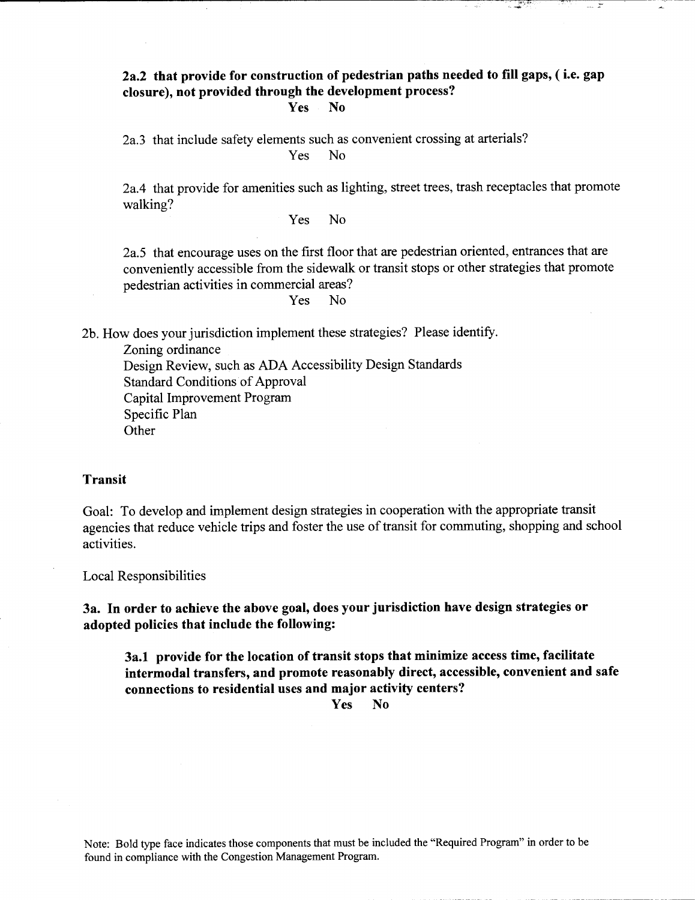**2a.2 that provide for construction of pedestrian paths needed to fill gaps, ( i.e. gap closure), not provided through the development process?**

**Yes No**

2a.3 that include safety elements such as convenient crossing at arterials?

Yes No

2a.4 that provide for amenities such as lighting, street trees, trash receptacles that promote walking?

Yes No

2a.5 that encourage uses on the first floor that are pedestrian oriented, entrances that are conveniently accessible from the sidewalk or transit stops or other strategies that promote pedestrian activities in commercial areas?

Yes No

2b. How does your jurisdiction implement these strategies? Please identify.

Zoning ordinance
Design Review, such as ADA Accessibility Design Standards
Standard Conditions of Approval
Capital Improvement Program
Specific Plan
Other

**Transit**

Goal: To develop and implement design strategies in cooperation with the appropriate transit agencies that reduce vehicle trips and foster the use of transit for commuting, shopping and school activities.

Local Responsibilities

**3a. In order to achieve the above goal, does your jurisdiction have design strategies or adopted policies that include the following:**

**3a.1 provide for the location of transit stops that minimize access time, facilitate intermodal transfers, and promote reasonably direct, accessible, convenient and safe connections to residential uses and major activity centers?**

**Yes No**

Note: Bold type face indicates those components that must be included the "Required Program" in order to be found in compliance with the Congestion Management Program.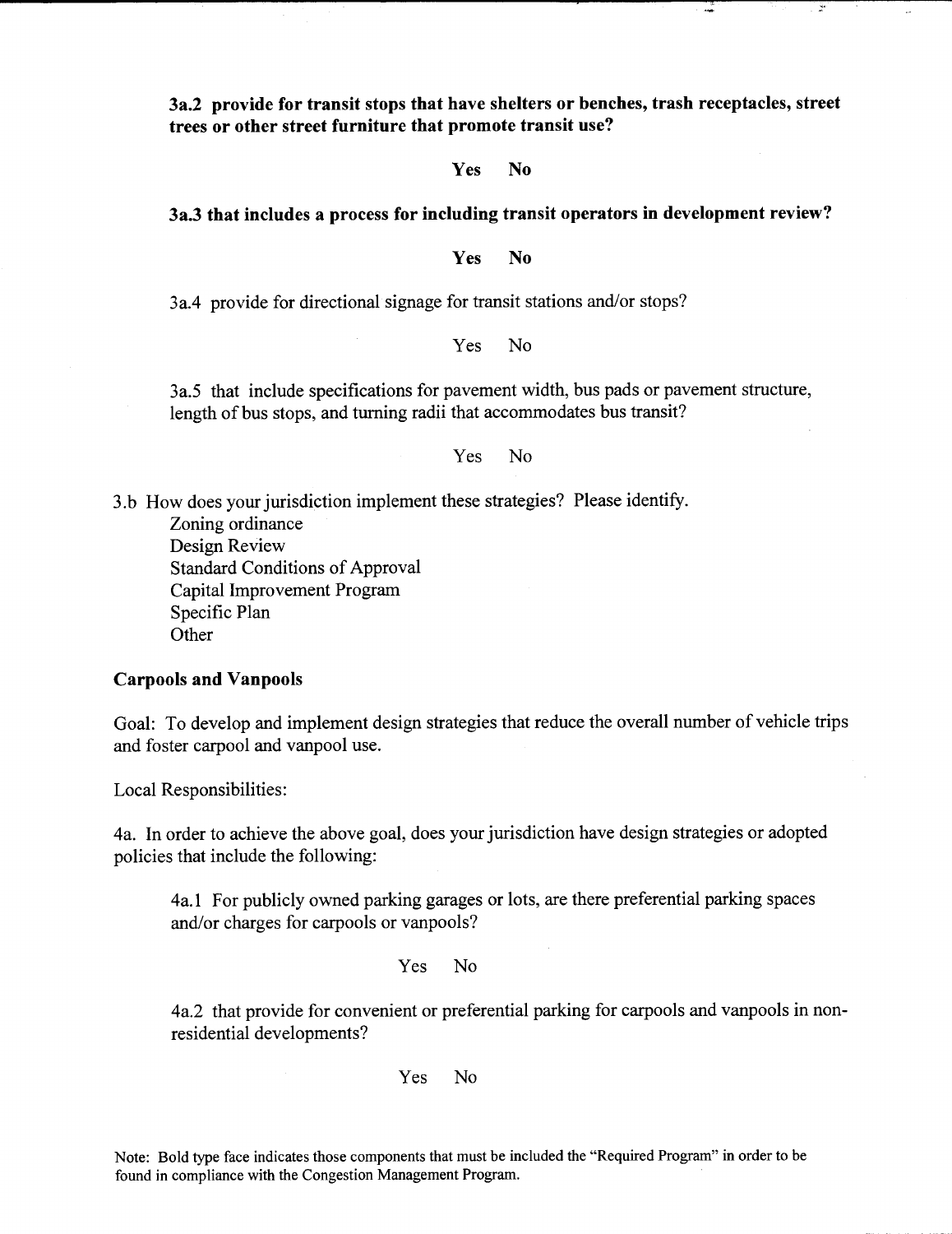**3a.2 provide for transit stops that have shelters or benches, trash receptacles, street trees or other street furniture that promote transit use?**

**Yes No**

**3a.3 that includes a process for including transit operators in development review?**

**Yes No**

3a.4 provide for directional signage for transit stations and/or stops?

Yes No

3a.5 that include specifications for pavement width, bus pads or pavement structure, length of bus stops, and turning radii that accommodates bus transit?

Yes No

3.b How does your jurisdiction implement these strategies? Please identify.

Zoning ordinance
Design Review
Standard Conditions of Approval
Capital Improvement Program
Specific Plan
Other

**Carpools and Vanpools**

Goal: To develop and implement design strategies that reduce the overall number of vehicle trips and foster carpool and vanpool use.

Local Responsibilities:

4a. In order to achieve the above goal, does your jurisdiction have design strategies or adopted policies that include the following:

4a.1 For publicly owned parking garages or lots, are there preferential parking spaces and/or charges for carpools or vanpools?

Yes No

4a.2 that provide for convenient or preferential parking for carpools and vanpools in non-residential developments?

Yes No

Note: Bold type face indicates those components that must be included the "Required Program" in order to be found in compliance with the Congestion Management Program.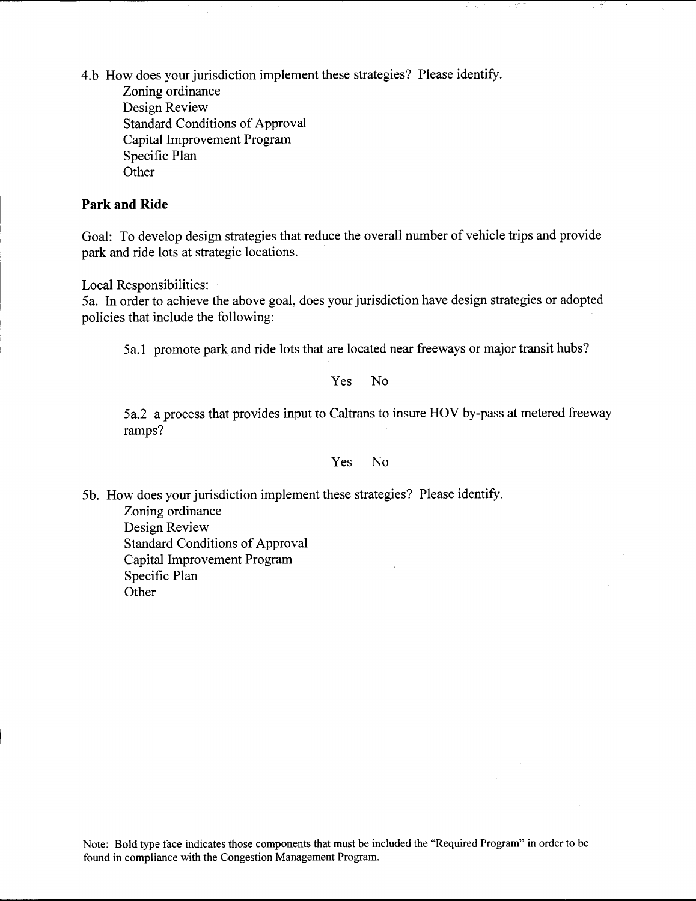4.b How does your jurisdiction implement these strategies? Please identify.

Zoning ordinance
Design Review
Standard Conditions of Approval
Capital Improvement Program
Specific Plan
Other

**Park and Ride**

Goal: To develop design strategies that reduce the overall number of vehicle trips and provide park and ride lots at strategic locations.

Local Responsibilities:

5a. In order to achieve the above goal, does your jurisdiction have design strategies or adopted policies that include the following:

5a.1 promote park and ride lots that are located near freeways or major transit hubs?

Yes No

5a.2 a process that provides input to Caltrans to insure HOV by-pass at metered freeway ramps?

Yes No

5b. How does your jurisdiction implement these strategies? Please identify.

Zoning ordinance
Design Review
Standard Conditions of Approval
Capital Improvement Program
Specific Plan
Other

Note: Bold type face indicates those components that must be included the "Required Program" in order to be found in compliance with the Congestion Management Program.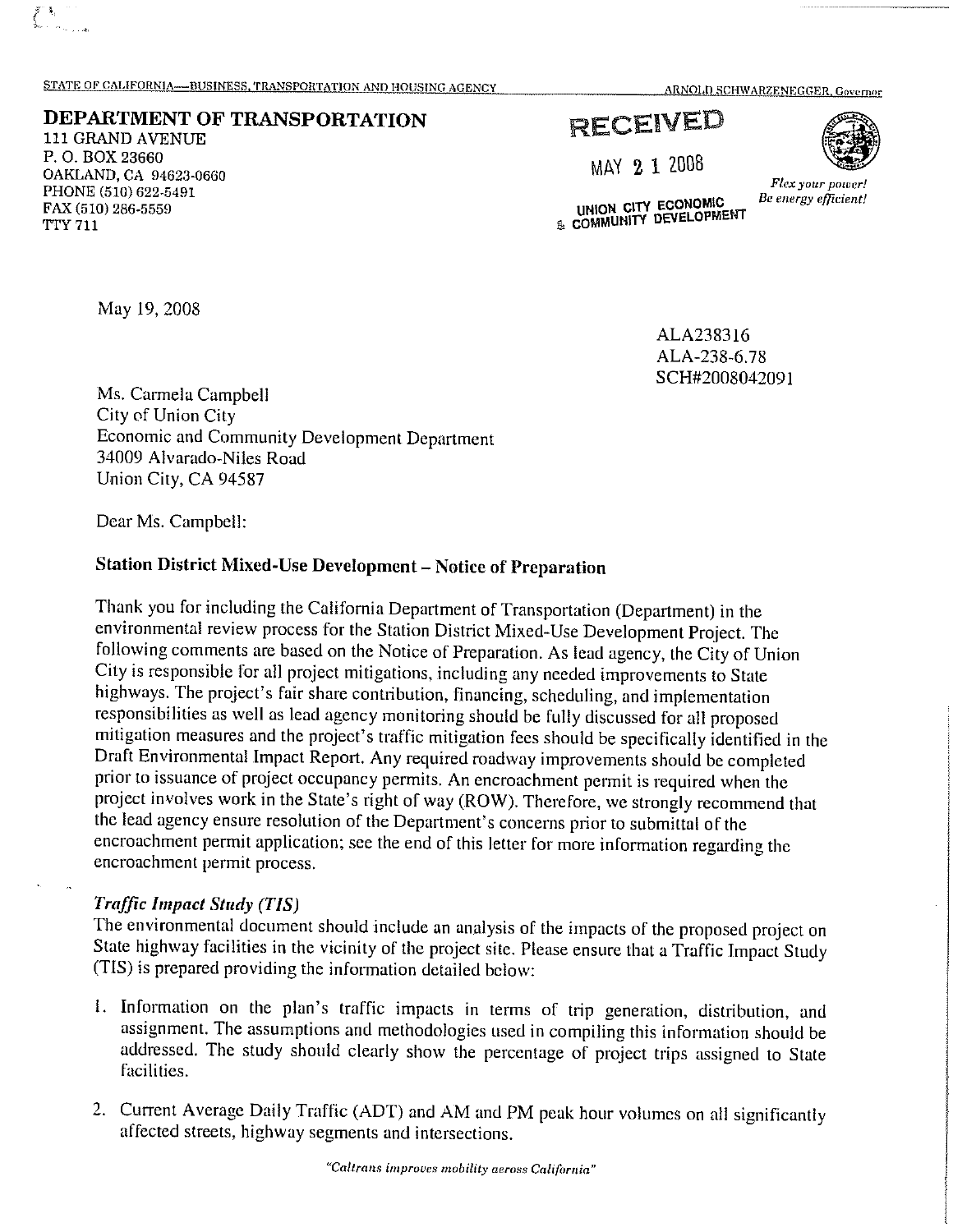STATE OF CALIFORNIA—BUSINESS, TRANSPORTATION AND HOUSING AGENCY ARNOLD SCHWARZENEGGER, Governor

**DEPARTMENT OF TRANSPORTATION**
111 GRAND AVENUE
P. O. BOX 23660
OAKLAND, CA 94623-0660
PHONE (510) 622-5491
FAX (510) 286-5559
TTY 711

RECEIVED
MAY 21 2008
UNION CITY ECONOMIC & COMMUNITY DEVELOPMENT

*Flex your power! Be energy efficient!*

May 19, 2008

ALA238316
ALA-238-6.78
SCH#2008042091

Ms. Carmela Campbell
City of Union City
Economic and Community Development Department
34009 Alvarado-Niles Road
Union City, CA 94587

Dear Ms. Campbell:

**Station District Mixed-Use Development – Notice of Preparation**

Thank you for including the California Department of Transportation (Department) in the environmental review process for the Station District Mixed-Use Development Project. The following comments are based on the Notice of Preparation. As lead agency, the City of Union City is responsible for all project mitigations, including any needed improvements to State highways. The project's fair share contribution, financing, scheduling, and implementation responsibilities as well as lead agency monitoring should be fully discussed for all proposed mitigation measures and the project's traffic mitigation fees should be specifically identified in the Draft Environmental Impact Report. Any required roadway improvements should be completed prior to issuance of project occupancy permits. An encroachment permit is required when the project involves work in the State's right of way (ROW). Therefore, we strongly recommend that the lead agency ensure resolution of the Department's concerns prior to submittal of the encroachment permit application; see the end of this letter for more information regarding the encroachment permit process.

*Traffic Impact Study (TIS)*

The environmental document should include an analysis of the impacts of the proposed project on State highway facilities in the vicinity of the project site. Please ensure that a Traffic Impact Study (TIS) is prepared providing the information detailed below:

1. Information on the plan's traffic impacts in terms of trip generation, distribution, and assignment. The assumptions and methodologies used in compiling this information should be addressed. The study should clearly show the percentage of project trips assigned to State facilities.

2. Current Average Daily Traffic (ADT) and AM and PM peak hour volumes on all significantly affected streets, highway segments and intersections.

*"Caltrans improves mobility across California"*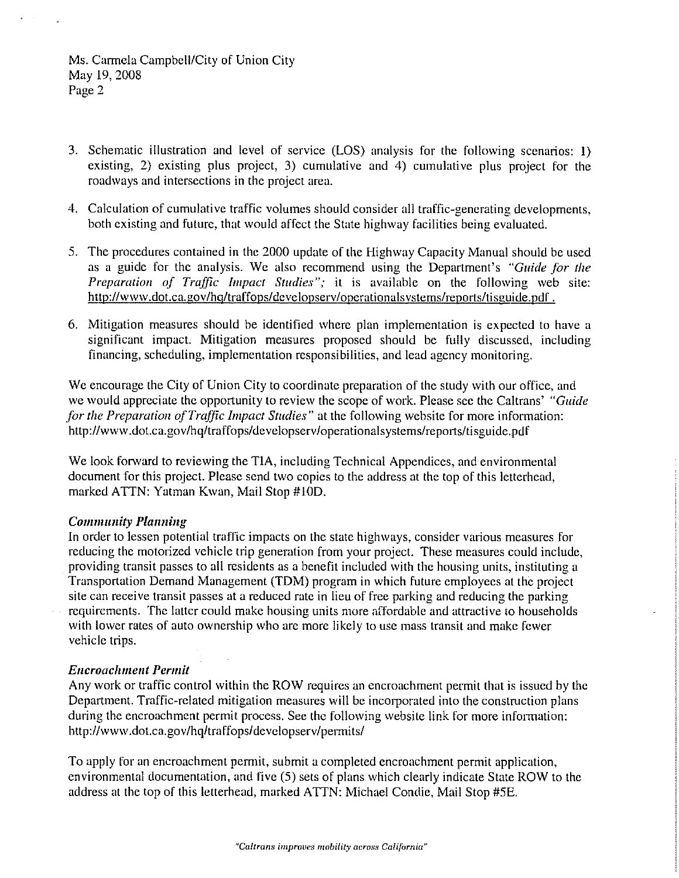Ms. Carmela Campbell/City of Union City
May 19, 2008
Page 2

3. Schematic illustration and level of service (LOS) analysis for the following scenarios: 1) existing, 2) existing plus project, 3) cumulative and 4) cumulative plus project for the roadways and intersections in the project area.

4. Calculation of cumulative traffic volumes should consider all traffic-generating developments, both existing and future, that would affect the State highway facilities being evaluated.

5. The procedures contained in the 2000 update of the Highway Capacity Manual should be used as a guide for the analysis. We also recommend using the Department's *"Guide for the Preparation of Traffic Impact Studies"*; it is available on the following web site: http://www.dot.ca.gov/hq/traffops/developserv/operationalsystems/reports/tisguide.pdf .

6. Mitigation measures should be identified where plan implementation is expected to have a significant impact. Mitigation measures proposed should be fully discussed, including financing, scheduling, implementation responsibilities, and lead agency monitoring.

We encourage the City of Union City to coordinate preparation of the study with our office, and we would appreciate the opportunity to review the scope of work. Please see the Caltrans' *"Guide for the Preparation of Traffic Impact Studies"* at the following website for more information: http://www.dot.ca.gov/hq/traffops/developserv/operationalsystems/reports/tisguide.pdf

We look forward to reviewing the TIA, including Technical Appendices, and environmental document for this project. Please send two copies to the address at the top of this letterhead, marked ATTN: Yatman Kwan, Mail Stop #10D.

***Community Planning***

In order to lessen potential traffic impacts on the state highways, consider various measures for reducing the motorized vehicle trip generation from your project. These measures could include, providing transit passes to all residents as a benefit included with the housing units, instituting a Transportation Demand Management (TDM) program in which future employees at the project site can receive transit passes at a reduced rate in lieu of free parking and reducing the parking requirements. The latter could make housing units more affordable and attractive to households with lower rates of auto ownership who are more likely to use mass transit and make fewer vehicle trips.

***Encroachment Permit***

Any work or traffic control within the ROW requires an encroachment permit that is issued by the Department. Traffic-related mitigation measures will be incorporated into the construction plans during the encroachment permit process. See the following website link for more information: http://www.dot.ca.gov/hq/traffops/developserv/permits/

To apply for an encroachment permit, submit a completed encroachment permit application, environmental documentation, and five (5) sets of plans which clearly indicate State ROW to the address at the top of this letterhead, marked ATTN: Michael Condie, Mail Stop #5E.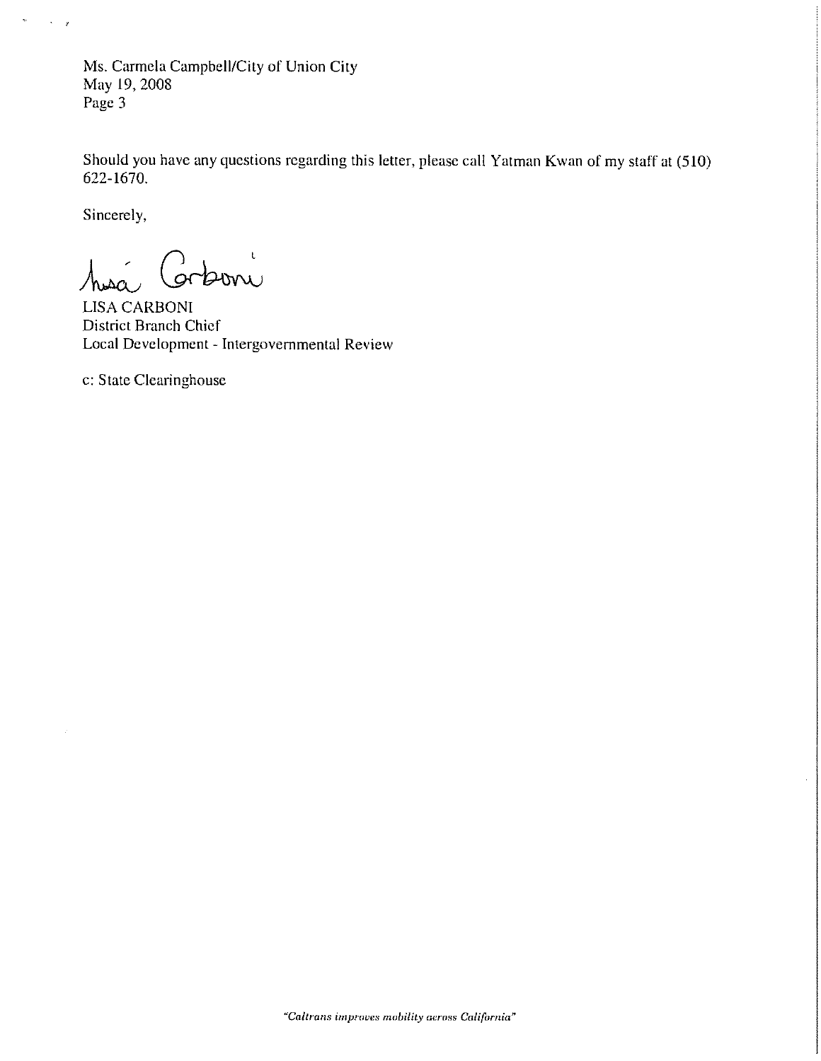Ms. Carmela Campbell/City of Union City
May 19, 2008
Page 3

Should you have any questions regarding this letter, please call Yatman Kwan of my staff at (510) 622-1670.

Sincerely,

LISA CARBONI
District Branch Chief
Local Development - Intergovernmental Review

c: State Clearinghouse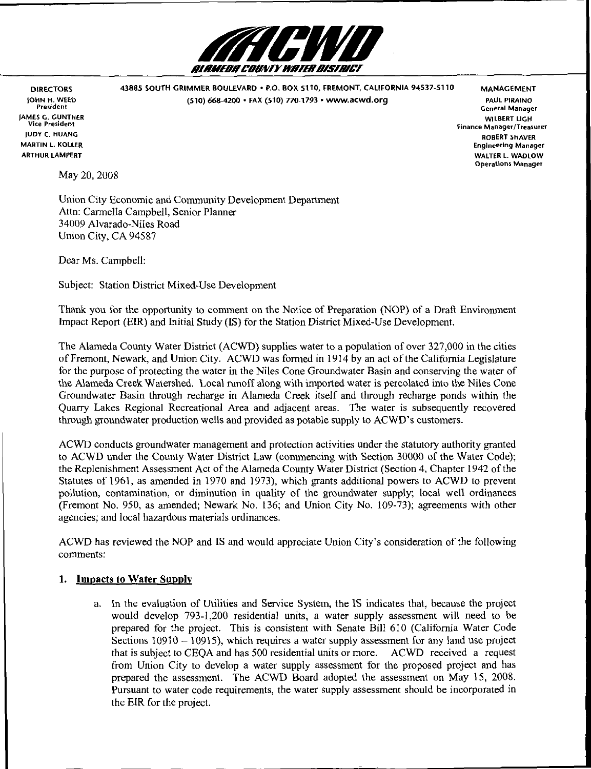# ACWD

ALAMEDA COUNTY WATER DISTRICT

DIRECTORS

JOHN H. WEED
President

JAMES G. GUNTHER
Vice President

JUDY C. HUANG

MARTIN L. KOLLER

ARTHUR LAMPERT

43885 SOUTH GRIMMER BOULEVARD • P.O. BOX 5110, FREMONT, CALIFORNIA 94537-5110

(510) 668-4200 • FAX (510) 770-1793 • www.acwd.org

MANAGEMENT

PAUL PIRAINO
General Manager

WILBERT LIGH
Finance Manager/Treasurer

ROBERT SHAVER
Engineering Manager

WALTER L. WADLOW
Operations Manager

May 20, 2008

Union City Economic and Community Development Department
Attn: Carmella Campbell, Senior Planner
34009 Alvarado-Niles Road
Union City, CA 94587

Dear Ms. Campbell:

Subject: Station District Mixed-Use Development

Thank you for the opportunity to comment on the Notice of Preparation (NOP) of a Draft Environment Impact Report (EIR) and Initial Study (IS) for the Station District Mixed-Use Development.

The Alameda County Water District (ACWD) supplies water to a population of over 327,000 in the cities of Fremont, Newark, and Union City. ACWD was formed in 1914 by an act of the California Legislature for the purpose of protecting the water in the Niles Cone Groundwater Basin and conserving the water of the Alameda Creek Watershed. Local runoff along with imported water is percolated into the Niles Cone Groundwater Basin through recharge in Alameda Creek itself and through recharge ponds within the Quarry Lakes Regional Recreational Area and adjacent areas. The water is subsequently recovered through groundwater production wells and provided as potable supply to ACWD's customers.

ACWD conducts groundwater management and protection activities under the statutory authority granted to ACWD under the County Water District Law (commencing with Section 30000 of the Water Code); the Replenishment Assessment Act of the Alameda County Water District (Section 4, Chapter 1942 of the Statutes of 1961, as amended in 1970 and 1973), which grants additional powers to ACWD to prevent pollution, contamination, or diminution in quality of the groundwater supply; local well ordinances (Fremont No. 950, as amended; Newark No. 136; and Union City No. 109-73); agreements with other agencies; and local hazardous materials ordinances.

ACWD has reviewed the NOP and IS and would appreciate Union City's consideration of the following comments:

## 1. Impacts to Water Supply

a. In the evaluation of Utilities and Service System, the IS indicates that, because the project would develop 793-1,200 residential units, a water supply assessment will need to be prepared for the project. This is consistent with Senate Bill 610 (California Water Code Sections 10910 – 10915), which requires a water supply assessment for any land use project that is subject to CEQA and has 500 residential units or more. ACWD received a request from Union City to develop a water supply assessment for the proposed project and has prepared the assessment. The ACWD Board adopted the assessment on May 15, 2008. Pursuant to water code requirements, the water supply assessment should be incorporated in the EIR for the project.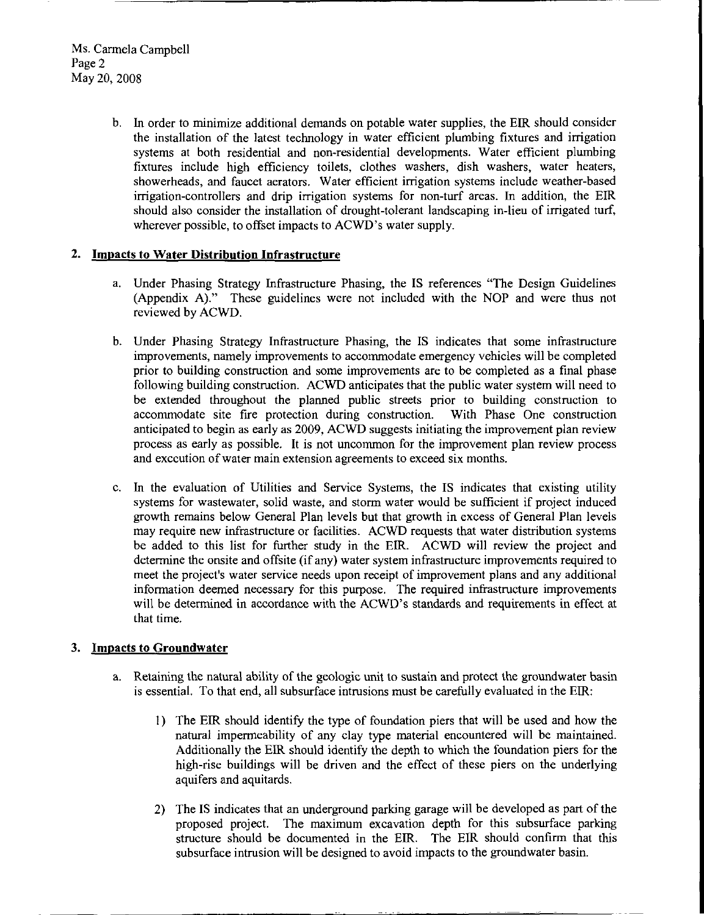Ms. Carmela Campbell
Page 2
May 20, 2008

b. In order to minimize additional demands on potable water supplies, the EIR should consider the installation of the latest technology in water efficient plumbing fixtures and irrigation systems at both residential and non-residential developments. Water efficient plumbing fixtures include high efficiency toilets, clothes washers, dish washers, water heaters, showerheads, and faucet aerators. Water efficient irrigation systems include weather-based irrigation-controllers and drip irrigation systems for non-turf areas. In addition, the EIR should also consider the installation of drought-tolerant landscaping in-lieu of irrigated turf, wherever possible, to offset impacts to ACWD's water supply.

## 2. Impacts to Water Distribution Infrastructure

a. Under Phasing Strategy Infrastructure Phasing, the IS references "The Design Guidelines (Appendix A)." These guidelines were not included with the NOP and were thus not reviewed by ACWD.

b. Under Phasing Strategy Infrastructure Phasing, the IS indicates that some infrastructure improvements, namely improvements to accommodate emergency vehicles will be completed prior to building construction and some improvements are to be completed as a final phase following building construction. ACWD anticipates that the public water system will need to be extended throughout the planned public streets prior to building construction to accommodate site fire protection during construction. With Phase One construction anticipated to begin as early as 2009, ACWD suggests initiating the improvement plan review process as early as possible. It is not uncommon for the improvement plan review process and execution of water main extension agreements to exceed six months.

c. In the evaluation of Utilities and Service Systems, the IS indicates that existing utility systems for wastewater, solid waste, and storm water would be sufficient if project induced growth remains below General Plan levels but that growth in excess of General Plan levels may require new infrastructure or facilities. ACWD requests that water distribution systems be added to this list for further study in the EIR. ACWD will review the project and determine the onsite and offsite (if any) water system infrastructure improvements required to meet the project's water service needs upon receipt of improvement plans and any additional information deemed necessary for this purpose. The required infrastructure improvements will be determined in accordance with the ACWD's standards and requirements in effect at that time.

## 3. Impacts to Groundwater

a. Retaining the natural ability of the geologic unit to sustain and protect the groundwater basin is essential. To that end, all subsurface intrusions must be carefully evaluated in the EIR:

1) The EIR should identify the type of foundation piers that will be used and how the natural impermeability of any clay type material encountered will be maintained. Additionally the EIR should identify the depth to which the foundation piers for the high-rise buildings will be driven and the effect of these piers on the underlying aquifers and aquitards.

2) The IS indicates that an underground parking garage will be developed as part of the proposed project. The maximum excavation depth for this subsurface parking structure should be documented in the EIR. The EIR should confirm that this subsurface intrusion will be designed to avoid impacts to the groundwater basin.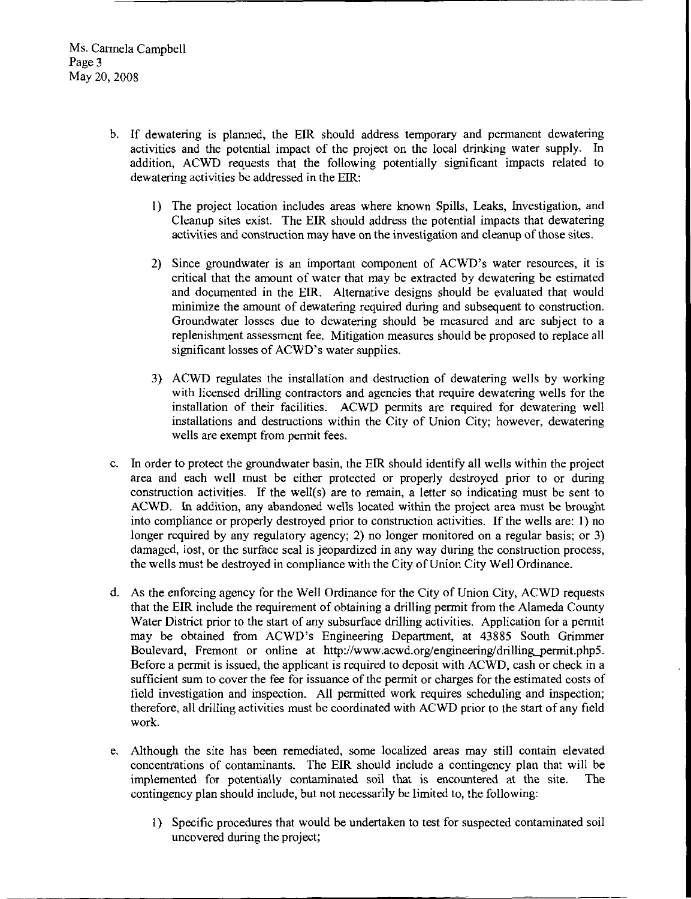b. If dewatering is planned, the EIR should address temporary and permanent dewatering activities and the potential impact of the project on the local drinking water supply. In addition, ACWD requests that the following potentially significant impacts related to dewatering activities be addressed in the EIR:

   1) The project location includes areas where known Spills, Leaks, Investigation, and Cleanup sites exist. The EIR should address the potential impacts that dewatering activities and construction may have on the investigation and cleanup of those sites.

   2) Since groundwater is an important component of ACWD's water resources, it is critical that the amount of water that may be extracted by dewatering be estimated and documented in the EIR. Alternative designs should be evaluated that would minimize the amount of dewatering required during and subsequent to construction. Groundwater losses due to dewatering should be measured and are subject to a replenishment assessment fee. Mitigation measures should be proposed to replace all significant losses of ACWD's water supplies.

   3) ACWD regulates the installation and destruction of dewatering wells by working with licensed drilling contractors and agencies that require dewatering wells for the installation of their facilities. ACWD permits are required for dewatering well installations and destructions within the City of Union City; however, dewatering wells are exempt from permit fees.

c. In order to protect the groundwater basin, the EIR should identify all wells within the project area and each well must be either protected or properly destroyed prior to or during construction activities. If the well(s) are to remain, a letter so indicating must be sent to ACWD. In addition, any abandoned wells located within the project area must be brought into compliance or properly destroyed prior to construction activities. If the wells are: 1) no longer required by any regulatory agency; 2) no longer monitored on a regular basis; or 3) damaged, lost, or the surface seal is jeopardized in any way during the construction process, the wells must be destroyed in compliance with the City of Union City Well Ordinance.

d. As the enforcing agency for the Well Ordinance for the City of Union City, ACWD requests that the EIR include the requirement of obtaining a drilling permit from the Alameda County Water District prior to the start of any subsurface drilling activities. Application for a permit may be obtained from ACWD's Engineering Department, at 43885 South Grimmer Boulevard, Fremont or online at http://www.acwd.org/engineering/drilling_permit.php5. Before a permit is issued, the applicant is required to deposit with ACWD, cash or check in a sufficient sum to cover the fee for issuance of the permit or charges for the estimated costs of field investigation and inspection. All permitted work requires scheduling and inspection; therefore, all drilling activities must be coordinated with ACWD prior to the start of any field work.

e. Although the site has been remediated, some localized areas may still contain elevated concentrations of contaminants. The EIR should include a contingency plan that will be implemented for potentially contaminated soil that is encountered at the site. The contingency plan should include, but not necessarily be limited to, the following:

   1) Specific procedures that would be undertaken to test for suspected contaminated soil uncovered during the project;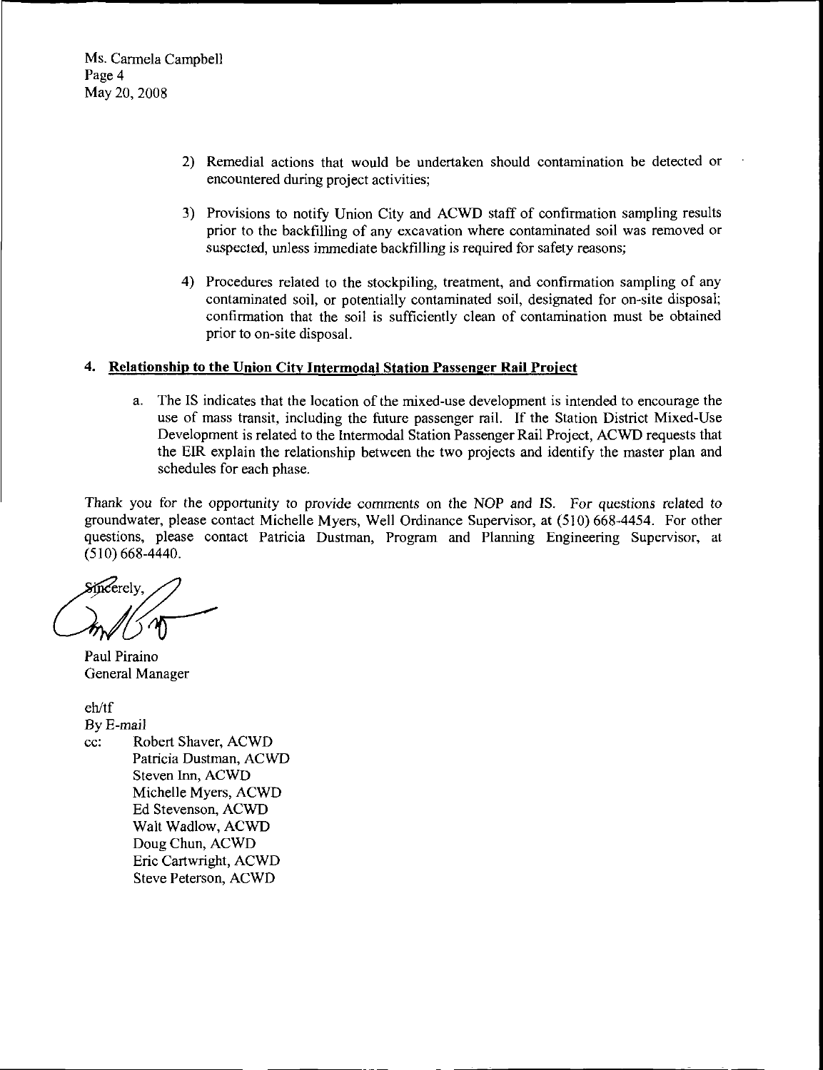2) Remedial actions that would be undertaken should contamination be detected or encountered during project activities;

3) Provisions to notify Union City and ACWD staff of confirmation sampling results prior to the backfilling of any excavation where contaminated soil was removed or suspected, unless immediate backfilling is required for safety reasons;

4) Procedures related to the stockpiling, treatment, and confirmation sampling of any contaminated soil, or potentially contaminated soil, designated for on-site disposal; confirmation that the soil is sufficiently clean of contamination must be obtained prior to on-site disposal.

## 4. Relationship to the Union City Intermodal Station Passenger Rail Project

a. The IS indicates that the location of the mixed-use development is intended to encourage the use of mass transit, including the future passenger rail. If the Station District Mixed-Use Development is related to the Intermodal Station Passenger Rail Project, ACWD requests that the EIR explain the relationship between the two projects and identify the master plan and schedules for each phase.

Thank you for the opportunity to provide comments on the NOP and IS. For questions related to groundwater, please contact Michelle Myers, Well Ordinance Supervisor, at (510) 668-4454. For other questions, please contact Patricia Dustman, Program and Planning Engineering Supervisor, at (510) 668-4440.

Sincerely,

Paul Piraino
General Manager

eh/tf
By E-mail

cc: Robert Shaver, ACWD
Patricia Dustman, ACWD
Steven Inn, ACWD
Michelle Myers, ACWD
Ed Stevenson, ACWD
Walt Wadlow, ACWD
Doug Chun, ACWD
Eric Cartwright, ACWD
Steve Peterson, ACWD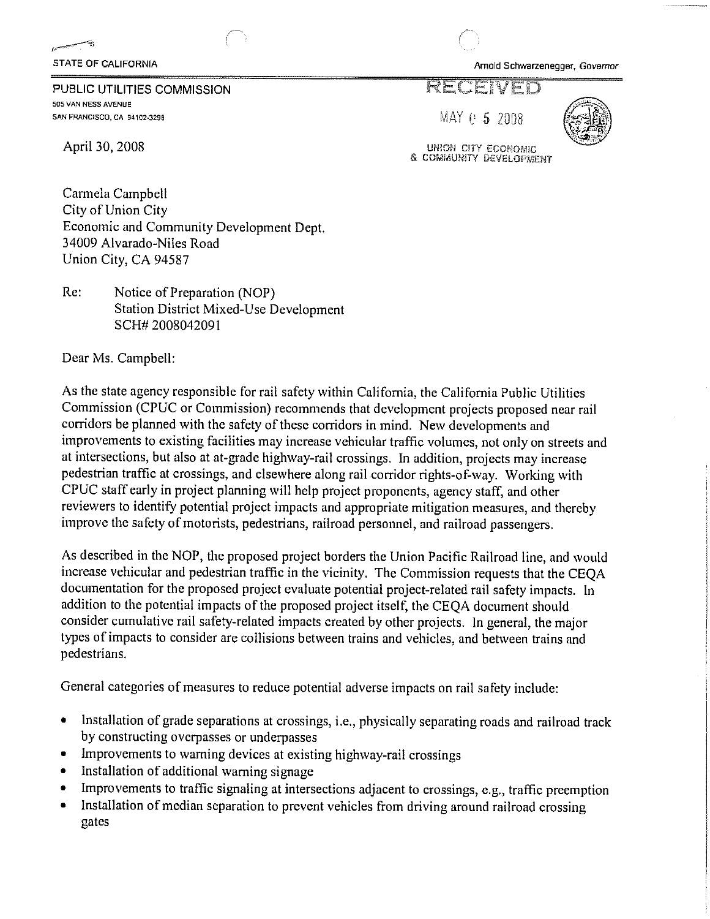STATE OF CALIFORNIA

Arnold Schwarzenegger, *Governor*

PUBLIC UTILITIES COMMISSION
505 VAN NESS AVENUE
SAN FRANCISCO, CA 94102-3298

RECEIVED
MAY 05 2008
UNION CITY ECONOMIC & COMMUNITY DEVELOPMENT

April 30, 2008

Carmela Campbell
City of Union City
Economic and Community Development Dept.
34009 Alvarado-Niles Road
Union City, CA 94587

Re: Notice of Preparation (NOP)
Station District Mixed-Use Development
SCH# 2008042091

Dear Ms. Campbell:

As the state agency responsible for rail safety within California, the California Public Utilities Commission (CPUC or Commission) recommends that development projects proposed near rail corridors be planned with the safety of these corridors in mind. New developments and improvements to existing facilities may increase vehicular traffic volumes, not only on streets and at intersections, but also at at-grade highway-rail crossings. In addition, projects may increase pedestrian traffic at crossings, and elsewhere along rail corridor rights-of-way. Working with CPUC staff early in project planning will help project proponents, agency staff, and other reviewers to identify potential project impacts and appropriate mitigation measures, and thereby improve the safety of motorists, pedestrians, railroad personnel, and railroad passengers.

As described in the NOP, the proposed project borders the Union Pacific Railroad line, and would increase vehicular and pedestrian traffic in the vicinity. The Commission requests that the CEQA documentation for the proposed project evaluate potential project-related rail safety impacts. In addition to the potential impacts of the proposed project itself, the CEQA document should consider cumulative rail safety-related impacts created by other projects. In general, the major types of impacts to consider are collisions between trains and vehicles, and between trains and pedestrians.

General categories of measures to reduce potential adverse impacts on rail safety include:

- Installation of grade separations at crossings, i.e., physically separating roads and railroad track by constructing overpasses or underpasses
- Improvements to warning devices at existing highway-rail crossings
- Installation of additional warning signage
- Improvements to traffic signaling at intersections adjacent to crossings, e.g., traffic preemption
- Installation of median separation to prevent vehicles from driving around railroad crossing gates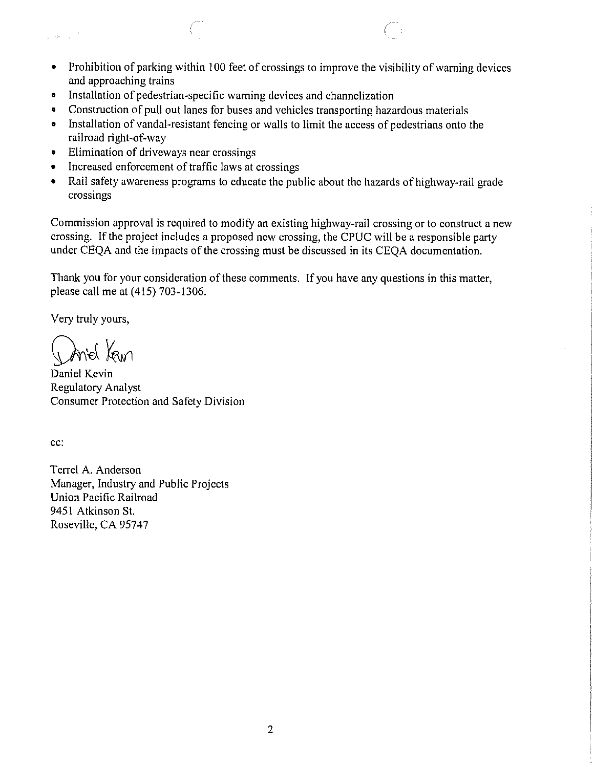- Prohibition of parking within 100 feet of crossings to improve the visibility of warning devices and approaching trains
- Installation of pedestrian-specific warning devices and channelization
- Construction of pull out lanes for buses and vehicles transporting hazardous materials
- Installation of vandal-resistant fencing or walls to limit the access of pedestrians onto the railroad right-of-way
- Elimination of driveways near crossings
- Increased enforcement of traffic laws at crossings
- Rail safety awareness programs to educate the public about the hazards of highway-rail grade crossings

Commission approval is required to modify an existing highway-rail crossing or to construct a new crossing. If the project includes a proposed new crossing, the CPUC will be a responsible party under CEQA and the impacts of the crossing must be discussed in its CEQA documentation.

Thank you for your consideration of these comments. If you have any questions in this matter, please call me at (415) 703-1306.

Very truly yours,

Daniel Kevin
Regulatory Analyst
Consumer Protection and Safety Division

cc:

Terrel A. Anderson
Manager, Industry and Public Projects
Union Pacific Railroad
9451 Atkinson St.
Roseville, CA 95747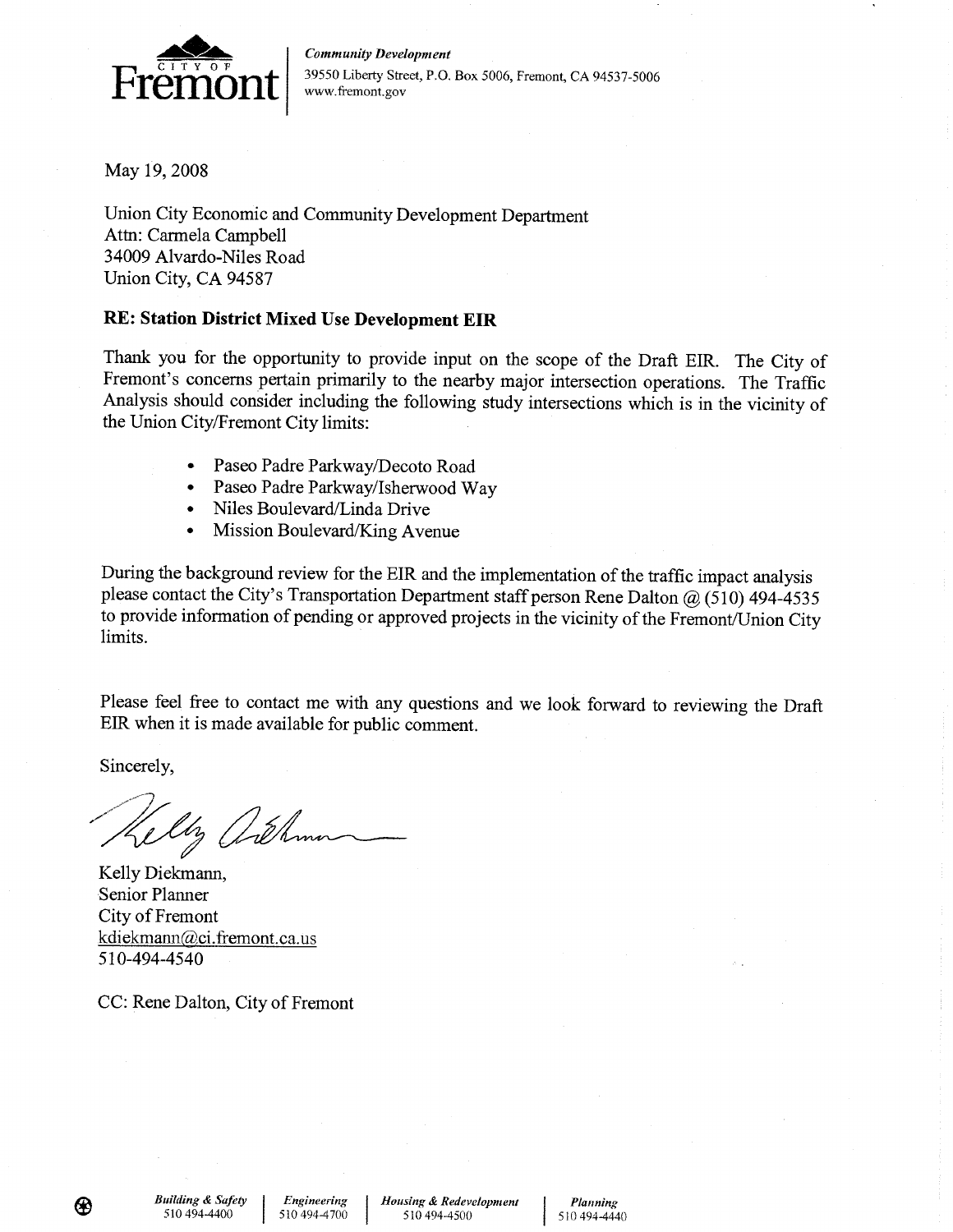CITY OF
Fremont

*Community Development*
39550 Liberty Street, P.O. Box 5006, Fremont, CA 94537-5006
www.fremont.gov

May 19, 2008

Union City Economic and Community Development Department
Attn: Carmela Campbell
34009 Alvarado-Niles Road
Union City, CA 94587

**RE: Station District Mixed Use Development EIR**

Thank you for the opportunity to provide input on the scope of the Draft EIR. The City of Fremont's concerns pertain primarily to the nearby major intersection operations. The Traffic Analysis should consider including the following study intersections which is in the vicinity of the Union City/Fremont City limits:

- Paseo Padre Parkway/Decoto Road
- Paseo Padre Parkway/Isherwood Way
- Niles Boulevard/Linda Drive
- Mission Boulevard/King Avenue

During the background review for the EIR and the implementation of the traffic impact analysis please contact the City's Transportation Department staff person Rene Dalton @ (510) 494-4535 to provide information of pending or approved projects in the vicinity of the Fremont/Union City limits.

Please feel free to contact me with any questions and we look forward to reviewing the Draft EIR when it is made available for public comment.

Sincerely,

Kelly Diekmann,
Senior Planner
City of Fremont
kdiekmann@ci.fremont.ca.us
510-494-4540

CC: Rene Dalton, City of Fremont

*Building & Safety* 510 494-4400 | *Engineering* 510 494-4700 | *Housing & Redevelopment* 510 494-4500 | *Planning* 510 494-4440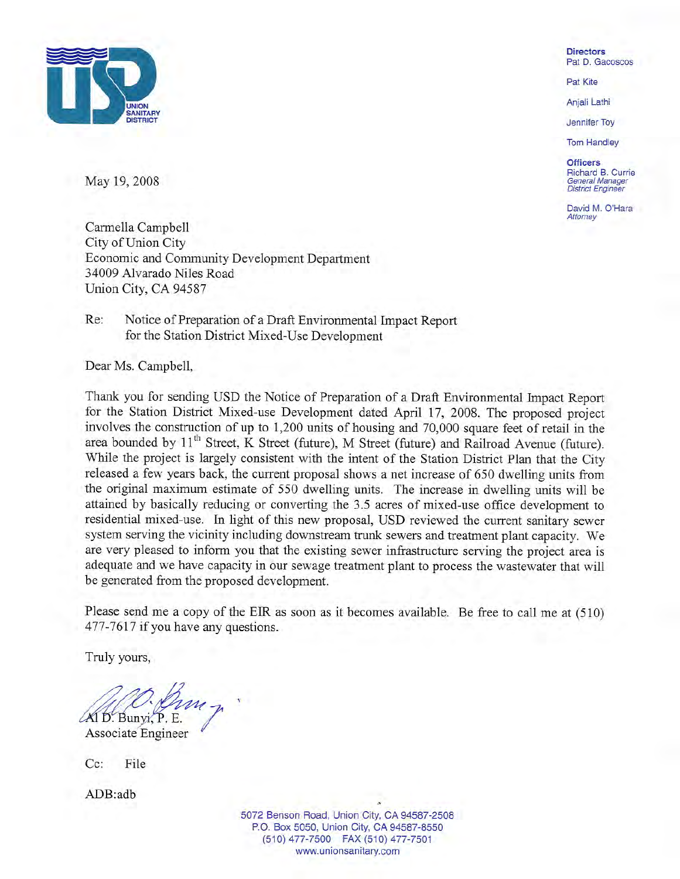UNION SANITARY DISTRICT

**Directors**
Pat D. Gacoscos

Pat Kite

Anjali Lathi

Jennifer Toy

Tom Handley

**Officers**
Richard B. Currie
*General Manager*
*District Engineer*

David M. O'Hara
*Attorney*

May 19, 2008

Carmella Campbell
City of Union City
Economic and Community Development Department
34009 Alvarado Niles Road
Union City, CA 94587

Re: Notice of Preparation of a Draft Environmental Impact Report for the Station District Mixed-Use Development

Dear Ms. Campbell,

Thank you for sending USD the Notice of Preparation of a Draft Environmental Impact Report for the Station District Mixed-use Development dated April 17, 2008. The proposed project involves the construction of up to 1,200 units of housing and 70,000 square feet of retail in the area bounded by 11th Street, K Street (future), M Street (future) and Railroad Avenue (future). While the project is largely consistent with the intent of the Station District Plan that the City released a few years back, the current proposal shows a net increase of 650 dwelling units from the original maximum estimate of 550 dwelling units. The increase in dwelling units will be attained by basically reducing or converting the 3.5 acres of mixed-use office development to residential mixed-use. In light of this new proposal, USD reviewed the current sanitary sewer system serving the vicinity including downstream trunk sewers and treatment plant capacity. We are very pleased to inform you that the existing sewer infrastructure serving the project area is adequate and we have capacity in our sewage treatment plant to process the wastewater that will be generated from the proposed development.

Please send me a copy of the EIR as soon as it becomes available. Be free to call me at (510) 477-7617 if you have any questions.

Truly yours,

Al D. Bunyi, P. E.
Associate Engineer

Cc: File

ADB:adb

5072 Benson Road, Union City, CA 94587-2508
P.O. Box 5050, Union City, CA 94587-8550
(510) 477-7500 FAX (510) 477-7501
www.unionsanitary.com